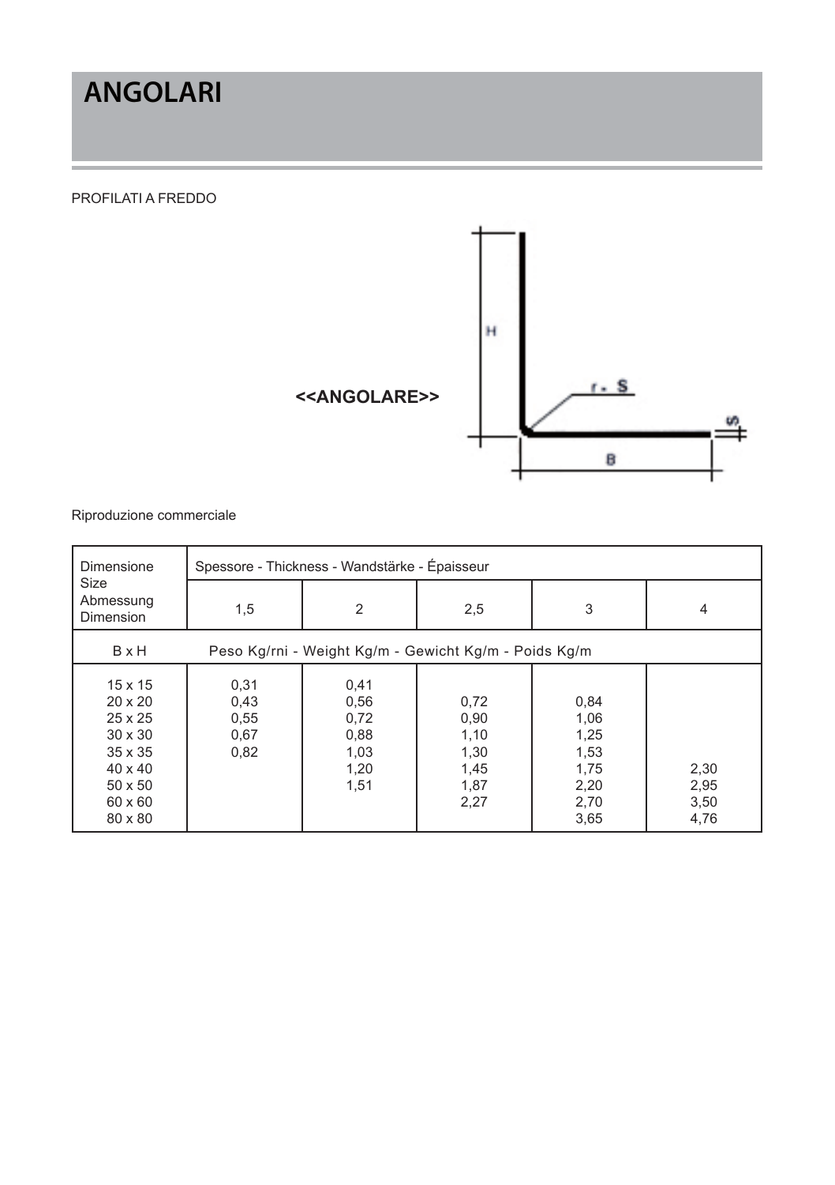# ANGOLARI

PROFILATI A FREDDO

**<<ANGOLARE>>**

Riproduzione commerciale

| Dimensione Size Abmessung Dimension | Spessore - Thickness - Wandstärke - Épaisseur | | | | |
|---|---|---|---|---|---|
| | 1,5 | 2 | 2,5 | 3 | 4 |
| B x H | Peso Kg/rni - Weight Kg/m - Gewicht Kg/m - Poids Kg/m | | | | |
| 15 x 15 | 0,31 | 0,41 | | | |
| 20 x 20 | 0,43 | 0,56 | 0,72 | 0,84 | |
| 25 x 25 | 0,55 | 0,72 | 0,90 | 1,06 | |
| 30 x 30 | 0,67 | 0,88 | 1,10 | 1,25 | |
| 35 x 35 | 0,82 | 1,03 | 1,30 | 1,53 | |
| 40 x 40 | | 1,20 | 1,45 | 1,75 | 2,30 |
| 50 x 50 | | 1,51 | 1,87 | 2,20 | 2,95 |
| 60 x 60 | | | 2,27 | 2,70 | 3,50 |
| 80 x 80 | | | | 3,65 | 4,76 |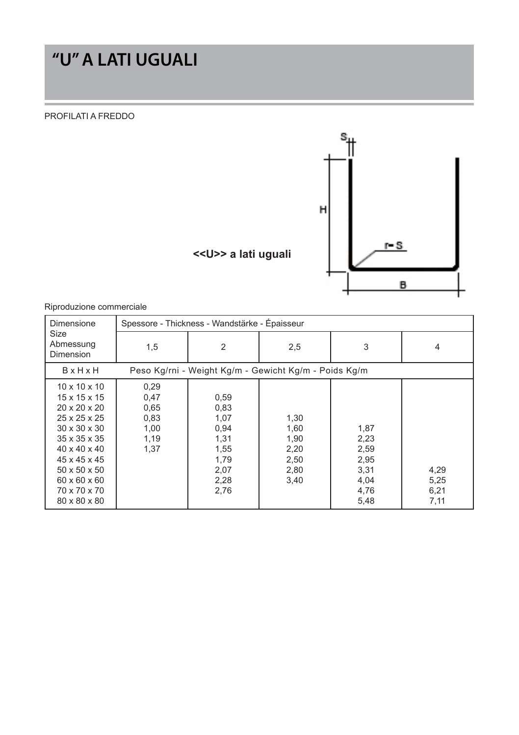# "U" A LATI UGUALI

PROFILATI A FREDDO

**<<U>> a lati uguali**

Riproduzione commerciale

| Dimensione<br>Size<br>Abmessung<br>Dimension | Spessore - Thickness - Wandstärke - Épaisseur | | | | |
|---|---|---|---|---|---|
| | 1,5 | 2 | 2,5 | 3 | 4 |
| B x H x H | Peso Kg/rni - Weight Kg/m - Gewicht Kg/m - Poids Kg/m | | | | |
| 10 x 10 x 10 | 0,29 | | | | |
| 15 x 15 x 15 | 0,47 | 0,59 | | | |
| 20 x 20 x 20 | 0,65 | 0,83 | | | |
| 25 x 25 x 25 | 0,83 | 1,07 | 1,30 | | |
| 30 x 30 x 30 | 1,00 | 0,94 | 1,60 | 1,87 | |
| 35 x 35 x 35 | 1,19 | 1,31 | 1,90 | 2,23 | |
| 40 x 40 x 40 | 1,37 | 1,55 | 2,20 | 2,59 | |
| 45 x 45 x 45 | | 1,79 | 2,50 | 2,95 | |
| 50 x 50 x 50 | | 2,07 | 2,80 | 3,31 | 4,29 |
| 60 x 60 x 60 | | 2,28 | 3,40 | 4,04 | 5,25 |
| 70 x 70 x 70 | | 2,76 | | 4,76 | 6,21 |
| 80 x 80 x 80 | | | | 5,48 | 7,11 |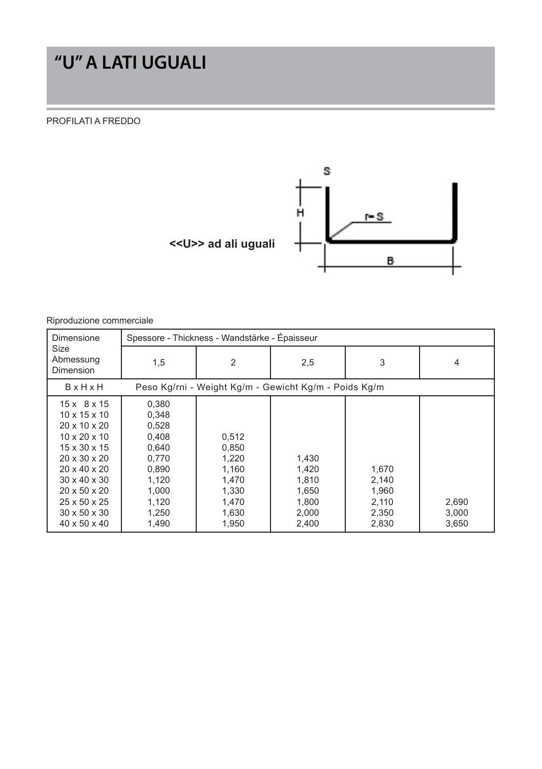# "U" A LATI UGUALI

PROFILATI A FREDDO

<<U>> ad ali uguali

S

H

r=S

B

Riproduzione commerciale

| Dimensione Size Abmessung Dimension | Spessore - Thickness - Wandstärke - Épaisseur | | | | |
|---|---|---|---|---|---|
| | 1,5 | 2 | 2,5 | 3 | 4 |
| B x H x H | Peso Kg/rni - Weight Kg/m - Gewicht Kg/m - Poids Kg/m | | | | |
| 15 x 8 x 15 | 0,380 | | | | |
| 10 x 15 x 10 | 0,348 | | | | |
| 20 x 10 x 20 | 0,528 | | | | |
| 10 x 20 x 10 | 0,408 | 0,512 | | | |
| 15 x 30 x 15 | 0,640 | 0,850 | | | |
| 20 x 30 x 20 | 0,770 | 1,220 | 1,430 | | |
| 20 x 40 x 20 | 0,890 | 1,160 | 1,420 | 1,670 | |
| 30 x 40 x 30 | 1,120 | 1,470 | 1,810 | 2,140 | |
| 20 x 50 x 20 | 1,000 | 1,330 | 1,650 | 1,960 | |
| 25 x 50 x 25 | 1,120 | 1,470 | 1,800 | 2,110 | 2,690 |
| 30 x 50 x 30 | 1,250 | 1,630 | 2,000 | 2,350 | 3,000 |
| 40 x 50 x 40 | 1,490 | 1,950 | 2,400 | 2,830 | 3,650 |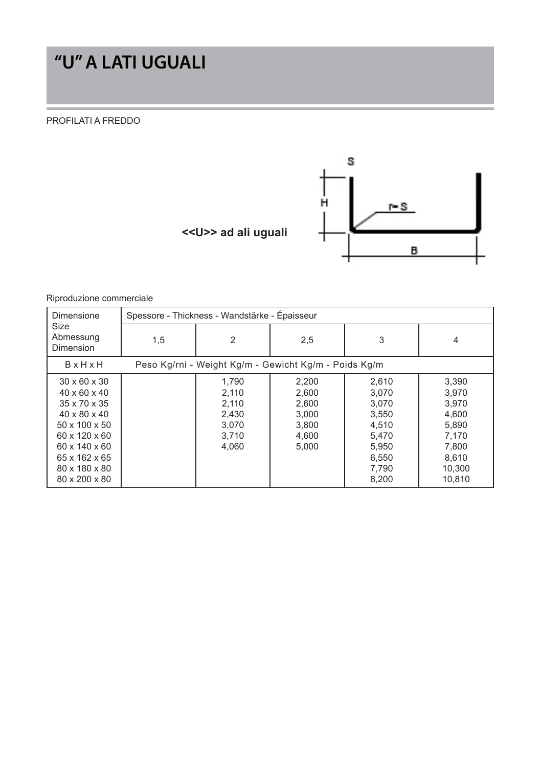# “U” A LATI UGUALI

PROFILATI A FREDDO

S

H

r= S

B

**<<U>> ad ali uguali**

Riproduzione commerciale

| Dimensione Size Abmessung Dimension | Spessore - Thickness - Wandstärke - Épaisseur | | | | |
|---|---|---|---|---|---|
| | 1,5 | 2 | 2,5 | 3 | 4 |
| B x H x H | Peso Kg/rni - Weight Kg/m - Gewicht Kg/m - Poids Kg/m | | | | |
| 30 x 60 x 30 | | 1,790 | 2,200 | 2,610 | 3,390 |
| 40 x 60 x 40 | | 2,110 | 2,600 | 3,070 | 3,970 |
| 35 x 70 x 35 | | 2,110 | 2,600 | 3,070 | 3,970 |
| 40 x 80 x 40 | | 2,430 | 3,000 | 3,550 | 4,600 |
| 50 x 100 x 50 | | 3,070 | 3,800 | 4,510 | 5,890 |
| 60 x 120 x 60 | | 3,710 | 4,600 | 5,470 | 7,170 |
| 60 x 140 x 60 | | 4,060 | 5,000 | 5,950 | 7,800 |
| 65 x 162 x 65 | | | | 6,550 | 8,610 |
| 80 x 180 x 80 | | | | 7,790 | 10,300 |
| 80 x 200 x 80 | | | | 8,200 | 10,810 |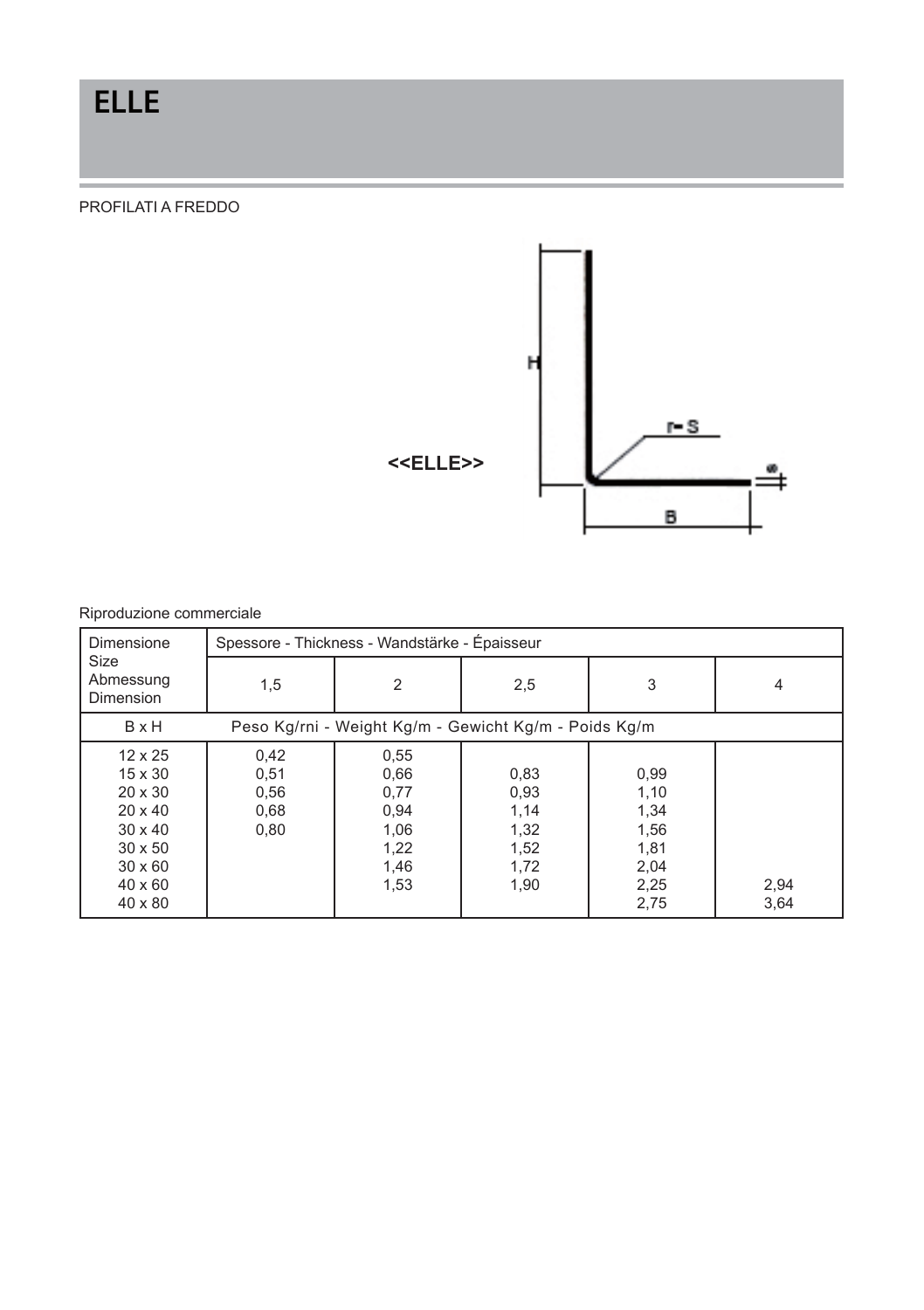# ELLE

PROFILATI A FREDDO

<<ELLE>>

Riproduzione commerciale

| Dimensione Size Abmessung Dimension | Spessore - Thickness - Wandstärke - Épaisseur | | | | |
|---|---|---|---|---|---|
| | 1,5 | 2 | 2,5 | 3 | 4 |
| B x H | Peso Kg/rni - Weight Kg/m - Gewicht Kg/m - Poids Kg/m | | | | |
| 12 x 25 | 0,42 | 0,55 | | | |
| 15 x 30 | 0,51 | 0,66 | 0,83 | 0,99 | |
| 20 x 30 | 0,56 | 0,77 | 0,93 | 1,10 | |
| 20 x 40 | 0,68 | 0,94 | 1,14 | 1,34 | |
| 30 x 40 | 0,80 | 1,06 | 1,32 | 1,56 | |
| 30 x 50 | | 1,22 | 1,52 | 1,81 | |
| 30 x 60 | | 1,46 | 1,72 | 2,04 | |
| 40 x 60 | | 1,53 | 1,90 | 2,25 | 2,94 |
| 40 x 80 | | | | 2,75 | 3,64 |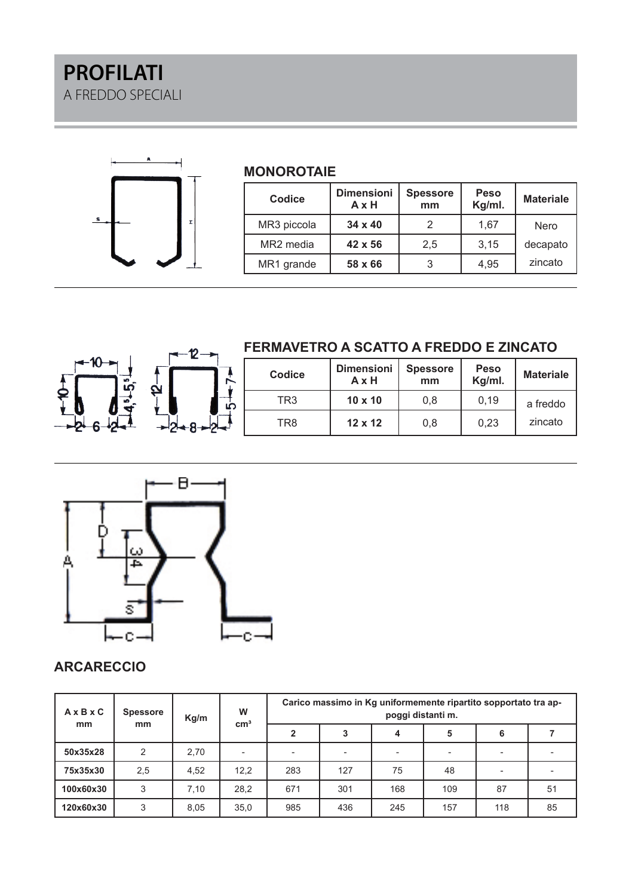# PROFILATI

A FREDDO SPECIALI

## MONOROTAIE

| Codice | Dimensioni A x H | Spessore mm | Peso Kg/ml. | Materiale |
|---|---|---|---|---|
| MR3 piccola | **34 x 40** | 2 | 1,67 | Nero |
| MR2 media | **42 x 56** | 2,5 | 3,15 | decapato |
| MR1 grande | **58 x 66** | 3 | 4,95 | zincato |

## FERMAVETRO A SCATTO A FREDDO E ZINCATO

| Codice | Dimensioni A x H | Spessore mm | Peso Kg/ml. | Materiale |
|---|---|---|---|---|
| TR3 | **10 x 10** | 0,8 | 0,19 | a freddo |
| TR8 | **12 x 12** | 0,8 | 0,23 | zincato |

## ARCARECCIO

| A x B x C mm | Spessore mm | Kg/m | W cm³ | Carico massimo in Kg uniformemente ripartito sopportato tra appoggi distanti m. | | | | | |
|---|---|---|---|---|---|---|---|---|---|
| | | | | **2** | **3** | **4** | **5** | **6** | **7** |
| **50x35x28** | 2 | 2,70 | - | - | - | - | - | - | - |
| **75x35x30** | 2,5 | 4,52 | 12,2 | 283 | 127 | 75 | 48 | - | - |
| **100x60x30** | 3 | 7,10 | 28,2 | 671 | 301 | 168 | 109 | 87 | 51 |
| **120x60x30** | 3 | 8,05 | 35,0 | 985 | 436 | 245 | 157 | 118 | 85 |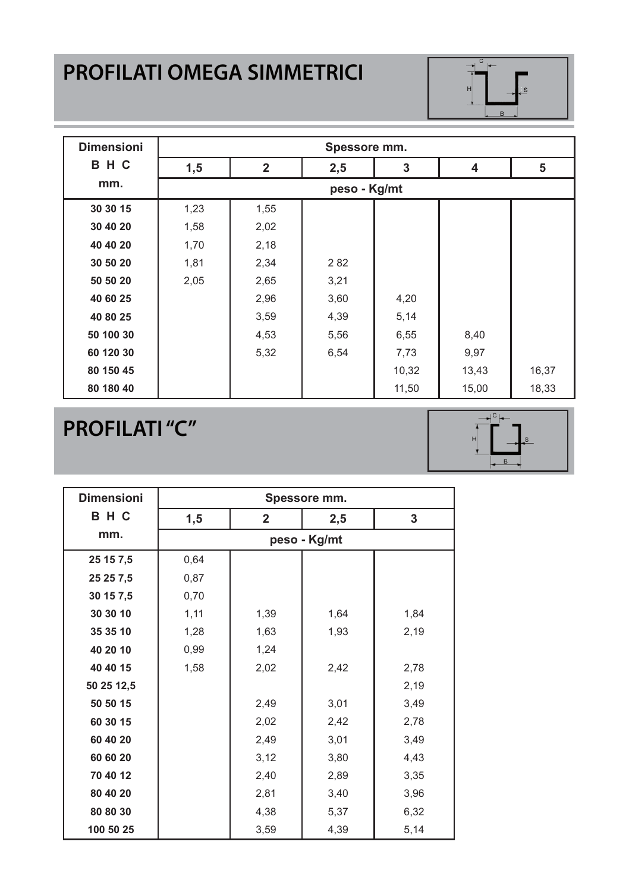# PROFILATI OMEGA SIMMETRICI

C
H
S
B

| Dimensioni B H C mm. | Spessore mm. | | | | | |
|---|---|---|---|---|---|---|
| | 1,5 | 2 | 2,5 | 3 | 4 | 5 |
| | peso - Kg/mt | | | | | |
| 30 30 15 | 1,23 | 1,55 | | | | |
| 30 40 20 | 1,58 | 2,02 | | | | |
| 40 40 20 | 1,70 | 2,18 | | | | |
| 30 50 20 | 1,81 | 2,34 | 2 82 | | | |
| 50 50 20 | 2,05 | 2,65 | 3,21 | | | |
| 40 60 25 | | 2,96 | 3,60 | 4,20 | | |
| 40 80 25 | | 3,59 | 4,39 | 5,14 | | |
| 50 100 30 | | 4,53 | 5,56 | 6,55 | 8,40 | |
| 60 120 30 | | 5,32 | 6,54 | 7,73 | 9,97 | |
| 80 150 45 | | | | 10,32 | 13,43 | 16,37 |
| 80 180 40 | | | | 11,50 | 15,00 | 18,33 |

# PROFILATI "C"

C
H
S
B

| Dimensioni B H C mm. | Spessore mm. | | | |
|---|---|---|---|---|
| | 1,5 | 2 | 2,5 | 3 |
| | peso - Kg/mt | | | |
| 25 15 7,5 | 0,64 | | | |
| 25 25 7,5 | 0,87 | | | |
| 30 15 7,5 | 0,70 | | | |
| 30 30 10 | 1,11 | 1,39 | 1,64 | 1,84 |
| 35 35 10 | 1,28 | 1,63 | 1,93 | 2,19 |
| 40 20 10 | 0,99 | 1,24 | | |
| 40 40 15 | 1,58 | 2,02 | 2,42 | 2,78 |
| 50 25 12,5 | | | | 2,19 |
| 50 50 15 | | 2,49 | 3,01 | 3,49 |
| 60 30 15 | | 2,02 | 2,42 | 2,78 |
| 60 40 20 | | 2,49 | 3,01 | 3,49 |
| 60 60 20 | | 3,12 | 3,80 | 4,43 |
| 70 40 12 | | 2,40 | 2,89 | 3,35 |
| 80 40 20 | | 2,81 | 3,40 | 3,96 |
| 80 80 30 | | 4,38 | 5,37 | 6,32 |
| 100 50 25 | | 3,59 | 4,39 | 5,14 |